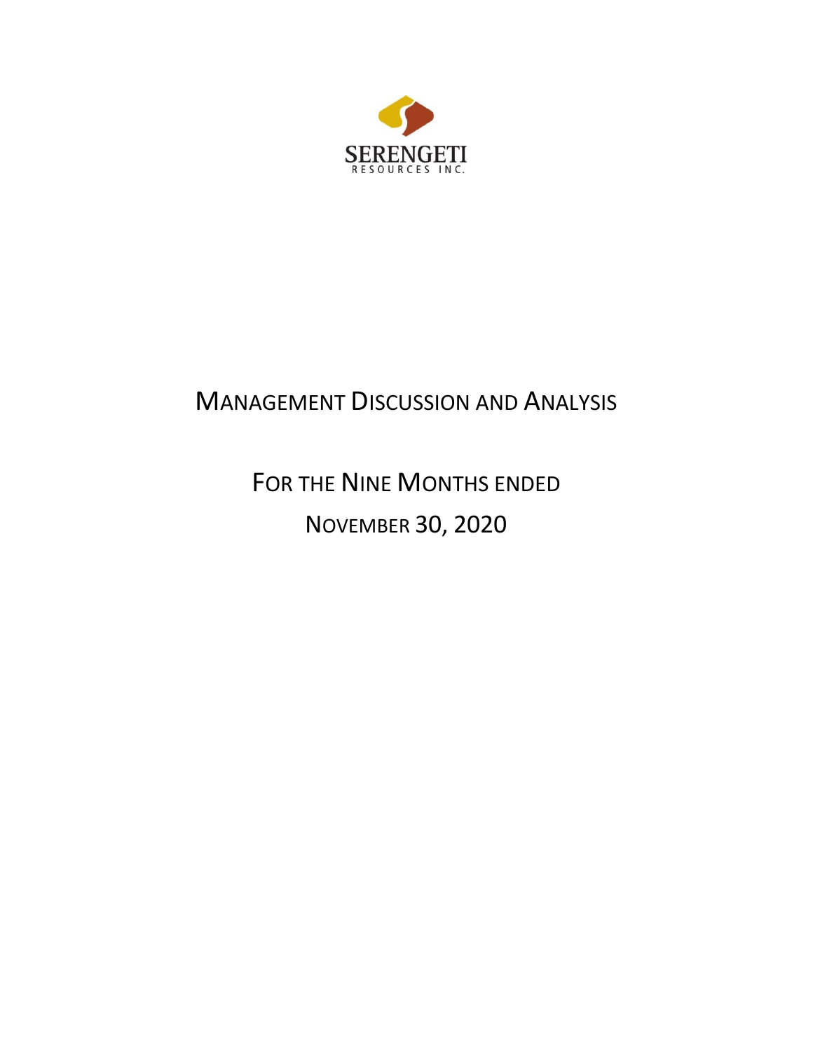SERENGETI

RESOURCES INC.

# MANAGEMENT DISCUSSION AND ANALYSIS

## FOR THE NINE MONTHS ENDED

## NOVEMBER 30, 2020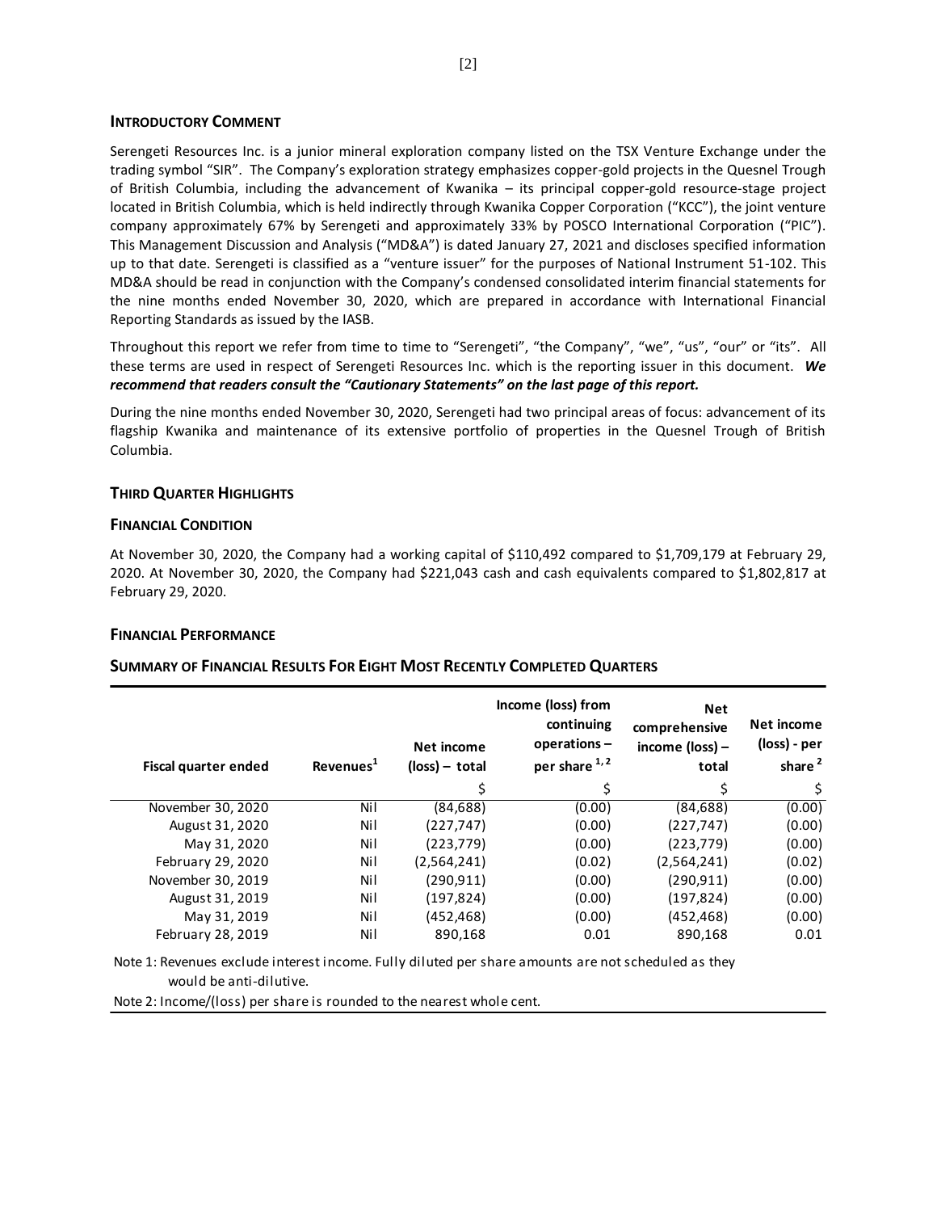## INTRODUCTORY COMMENT

Serengeti Resources Inc. is a junior mineral exploration company listed on the TSX Venture Exchange under the trading symbol "SIR". The Company's exploration strategy emphasizes copper-gold projects in the Quesnel Trough of British Columbia, including the advancement of Kwanika – its principal copper-gold resource-stage project located in British Columbia, which is held indirectly through Kwanika Copper Corporation ("KCC"), the joint venture company approximately 67% by Serengeti and approximately 33% by POSCO International Corporation ("PIC"). This Management Discussion and Analysis ("MD&A") is dated January 27, 2021 and discloses specified information up to that date. Serengeti is classified as a "venture issuer" for the purposes of National Instrument 51-102. This MD&A should be read in conjunction with the Company's condensed consolidated interim financial statements for the nine months ended November 30, 2020, which are prepared in accordance with International Financial Reporting Standards as issued by the IASB.

Throughout this report we refer from time to time to "Serengeti", "the Company", "we", "us", "our" or "its". All these terms are used in respect of Serengeti Resources Inc. which is the reporting issuer in this document. ***We recommend that readers consult the "Cautionary Statements" on the last page of this report.***

During the nine months ended November 30, 2020, Serengeti had two principal areas of focus: advancement of its flagship Kwanika and maintenance of its extensive portfolio of properties in the Quesnel Trough of British Columbia.

## THIRD QUARTER HIGHLIGHTS

### FINANCIAL CONDITION

At November 30, 2020, the Company had a working capital of $110,492 compared to $1,709,179 at February 29, 2020. At November 30, 2020, the Company had $221,043 cash and cash equivalents compared to $1,802,817 at February 29, 2020.

### FINANCIAL PERFORMANCE

### SUMMARY OF FINANCIAL RESULTS FOR EIGHT MOST RECENTLY COMPLETED QUARTERS

| Fiscal quarter ended | Revenues[1] | Net income (loss) – total | Income (loss) from continuing operations – per share [1,2] | Net comprehensive income (loss) – total | Net income (loss) - per share [2] |
|---|---|---|---|---|---|
| | | $ | $ | $ | $ |
| November 30, 2020 | Nil | (84,688) | (0.00) | (84,688) | (0.00) |
| August 31, 2020 | Nil | (227,747) | (0.00) | (227,747) | (0.00) |
| May 31, 2020 | Nil | (223,779) | (0.00) | (223,779) | (0.00) |
| February 29, 2020 | Nil | (2,564,241) | (0.02) | (2,564,241) | (0.02) |
| November 30, 2019 | Nil | (290,911) | (0.00) | (290,911) | (0.00) |
| August 31, 2019 | Nil | (197,824) | (0.00) | (197,824) | (0.00) |
| May 31, 2019 | Nil | (452,468) | (0.00) | (452,468) | (0.00) |
| February 28, 2019 | Nil | 890,168 | 0.01 | 890,168 | 0.01 |

Note 1: Revenues exclude interest income. Fully diluted per share amounts are not scheduled as they would be anti-dilutive.

Note 2: Income/(loss) per share is rounded to the nearest whole cent.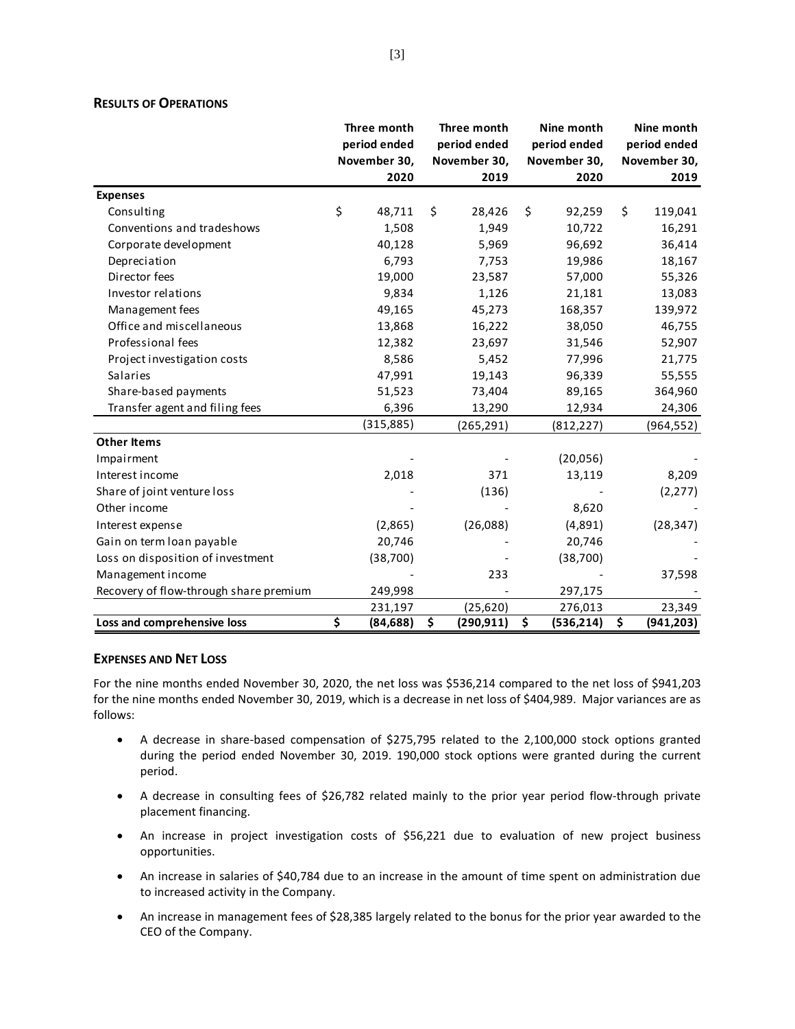## RESULTS OF OPERATIONS

| | Three month period ended November 30, 2020 | Three month period ended November 30, 2019 | Nine month period ended November 30, 2020 | Nine month period ended November 30, 2019 |
|---|---|---|---|---|
| **Expenses** | | | | |
| Consulting | $ 48,711 | $ 28,426 | $ 92,259 | $ 119,041 |
| Conventions and tradeshows | 1,508 | 1,949 | 10,722 | 16,291 |
| Corporate development | 40,128 | 5,969 | 96,692 | 36,414 |
| Depreciation | 6,793 | 7,753 | 19,986 | 18,167 |
| Director fees | 19,000 | 23,587 | 57,000 | 55,326 |
| Investor relations | 9,834 | 1,126 | 21,181 | 13,083 |
| Management fees | 49,165 | 45,273 | 168,357 | 139,972 |
| Office and miscellaneous | 13,868 | 16,222 | 38,050 | 46,755 |
| Professional fees | 12,382 | 23,697 | 31,546 | 52,907 |
| Project investigation costs | 8,586 | 5,452 | 77,996 | 21,775 |
| Salaries | 47,991 | 19,143 | 96,339 | 55,555 |
| Share-based payments | 51,523 | 73,404 | 89,165 | 364,960 |
| Transfer agent and filing fees | 6,396 | 13,290 | 12,934 | 24,306 |
| | (315,885) | (265,291) | (812,227) | (964,552) |
| **Other Items** | | | | |
| Impairment | - | - | (20,056) | - |
| Interest income | 2,018 | 371 | 13,119 | 8,209 |
| Share of joint venture loss | - | (136) | - | (2,277) |
| Other income | - | - | 8,620 | - |
| Interest expense | (2,865) | (26,088) | (4,891) | (28,347) |
| Gain on term loan payable | 20,746 | - | 20,746 | - |
| Loss on disposition of investment | (38,700) | - | (38,700) | - |
| Management income | - | 233 | - | 37,598 |
| Recovery of flow-through share premium | 249,998 | - | 297,175 | - |
| | 231,197 | (25,620) | 276,013 | 23,349 |
| **Loss and comprehensive loss** | **$ (84,688)** | **$ (290,911)** | **$ (536,214)** | **$ (941,203)** |

## EXPENSES AND NET LOSS

For the nine months ended November 30, 2020, the net loss was $536,214 compared to the net loss of $941,203 for the nine months ended November 30, 2019, which is a decrease in net loss of $404,989. Major variances are as follows:

- A decrease in share-based compensation of $275,795 related to the 2,100,000 stock options granted during the period ended November 30, 2019. 190,000 stock options were granted during the current period.
- A decrease in consulting fees of $26,782 related mainly to the prior year period flow-through private placement financing.
- An increase in project investigation costs of $56,221 due to evaluation of new project business opportunities.
- An increase in salaries of $40,784 due to an increase in the amount of time spent on administration due to increased activity in the Company.
- An increase in management fees of $28,385 largely related to the bonus for the prior year awarded to the CEO of the Company.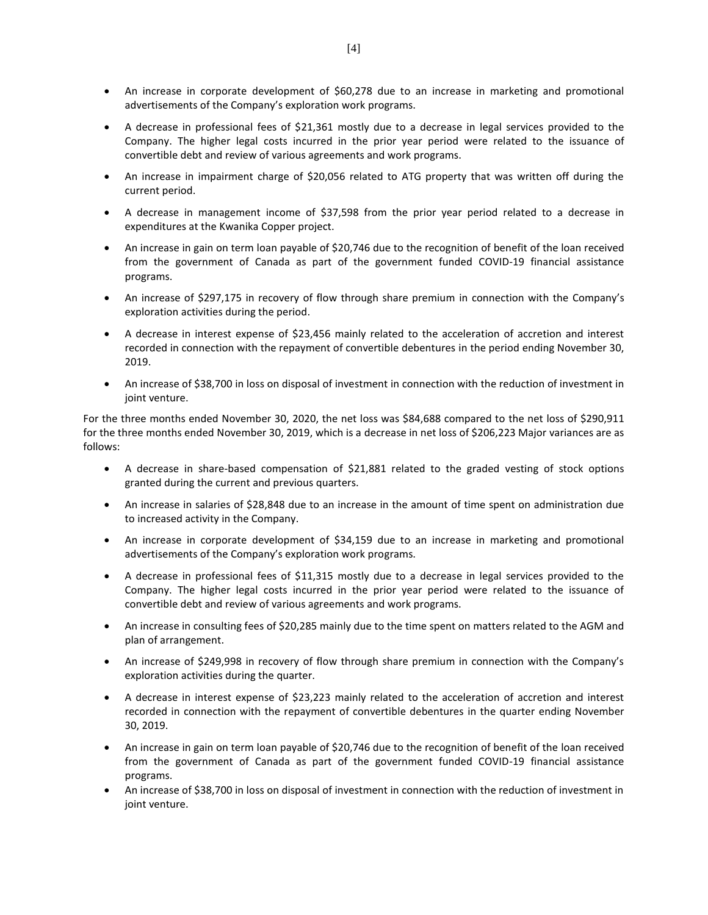- An increase in corporate development of $60,278 due to an increase in marketing and promotional advertisements of the Company's exploration work programs.
- A decrease in professional fees of $21,361 mostly due to a decrease in legal services provided to the Company. The higher legal costs incurred in the prior year period were related to the issuance of convertible debt and review of various agreements and work programs.
- An increase in impairment charge of $20,056 related to ATG property that was written off during the current period.
- A decrease in management income of $37,598 from the prior year period related to a decrease in expenditures at the Kwanika Copper project.
- An increase in gain on term loan payable of $20,746 due to the recognition of benefit of the loan received from the government of Canada as part of the government funded COVID-19 financial assistance programs.
- An increase of $297,175 in recovery of flow through share premium in connection with the Company's exploration activities during the period.
- A decrease in interest expense of $23,456 mainly related to the acceleration of accretion and interest recorded in connection with the repayment of convertible debentures in the period ending November 30, 2019.
- An increase of $38,700 in loss on disposal of investment in connection with the reduction of investment in joint venture.

For the three months ended November 30, 2020, the net loss was $84,688 compared to the net loss of $290,911 for the three months ended November 30, 2019, which is a decrease in net loss of $206,223 Major variances are as follows:

- A decrease in share-based compensation of $21,881 related to the graded vesting of stock options granted during the current and previous quarters.
- An increase in salaries of $28,848 due to an increase in the amount of time spent on administration due to increased activity in the Company.
- An increase in corporate development of $34,159 due to an increase in marketing and promotional advertisements of the Company's exploration work programs.
- A decrease in professional fees of $11,315 mostly due to a decrease in legal services provided to the Company. The higher legal costs incurred in the prior year period were related to the issuance of convertible debt and review of various agreements and work programs.
- An increase in consulting fees of $20,285 mainly due to the time spent on matters related to the AGM and plan of arrangement.
- An increase of $249,998 in recovery of flow through share premium in connection with the Company's exploration activities during the quarter.
- A decrease in interest expense of $23,223 mainly related to the acceleration of accretion and interest recorded in connection with the repayment of convertible debentures in the quarter ending November 30, 2019.
- An increase in gain on term loan payable of $20,746 due to the recognition of benefit of the loan received from the government of Canada as part of the government funded COVID-19 financial assistance programs.
- An increase of $38,700 in loss on disposal of investment in connection with the reduction of investment in joint venture.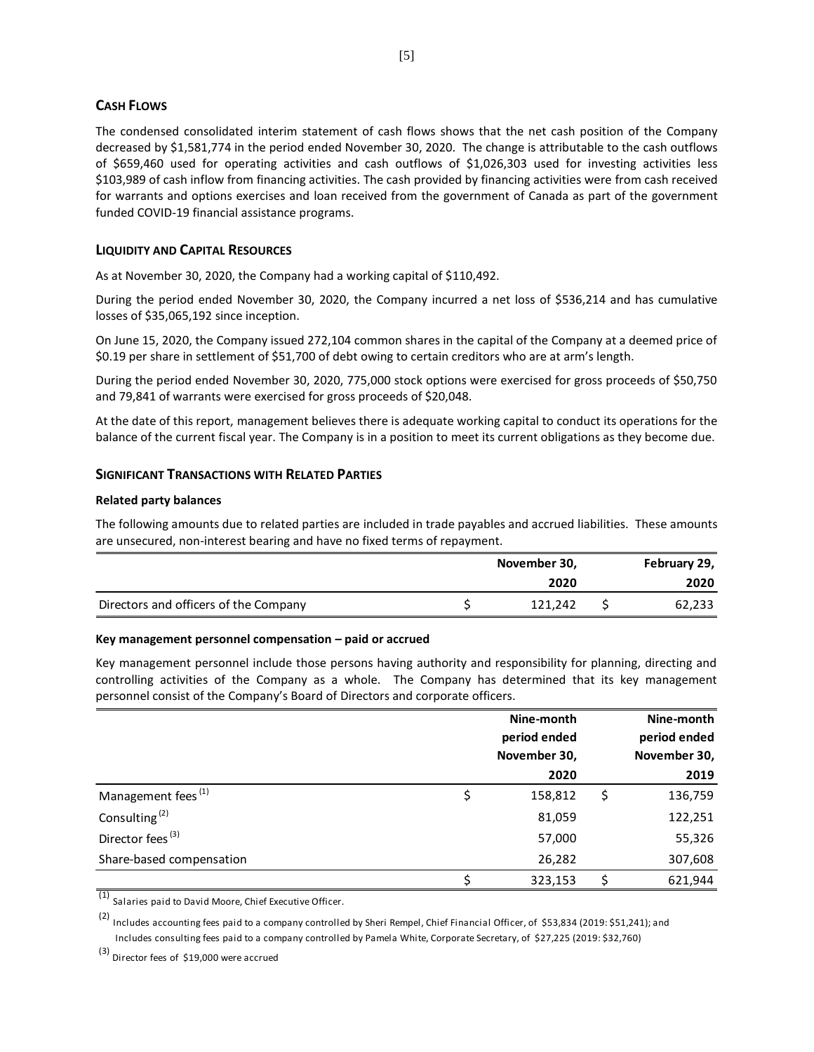## CASH FLOWS

The condensed consolidated interim statement of cash flows shows that the net cash position of the Company decreased by $1,581,774 in the period ended November 30, 2020. The change is attributable to the cash outflows of $659,460 used for operating activities and cash outflows of $1,026,303 used for investing activities less $103,989 of cash inflow from financing activities. The cash provided by financing activities were from cash received for warrants and options exercises and loan received from the government of Canada as part of the government funded COVID-19 financial assistance programs.

## LIQUIDITY AND CAPITAL RESOURCES

As at November 30, 2020, the Company had a working capital of $110,492.

During the period ended November 30, 2020, the Company incurred a net loss of $536,214 and has cumulative losses of $35,065,192 since inception.

On June 15, 2020, the Company issued 272,104 common shares in the capital of the Company at a deemed price of $0.19 per share in settlement of $51,700 of debt owing to certain creditors who are at arm's length.

During the period ended November 30, 2020, 775,000 stock options were exercised for gross proceeds of $50,750 and 79,841 of warrants were exercised for gross proceeds of $20,048.

At the date of this report, management believes there is adequate working capital to conduct its operations for the balance of the current fiscal year. The Company is in a position to meet its current obligations as they become due.

## SIGNIFICANT TRANSACTIONS WITH RELATED PARTIES

### Related party balances

The following amounts due to related parties are included in trade payables and accrued liabilities. These amounts are unsecured, non-interest bearing and have no fixed terms of repayment.

| | November 30, 2020 | February 29, 2020 |
|---|---|---|
| Directors and officers of the Company | $ 121,242 | $ 62,233 |

### Key management personnel compensation – paid or accrued

Key management personnel include those persons having authority and responsibility for planning, directing and controlling activities of the Company as a whole. The Company has determined that its key management personnel consist of the Company's Board of Directors and corporate officers.

| | Nine-month period ended November 30, 2020 | Nine-month period ended November 30, 2019 |
|---|---|---|
| Management fees (1) | $ 158,812 | $ 136,759 |
| Consulting (2) | 81,059 | 122,251 |
| Director fees (3) | 57,000 | 55,326 |
| Share-based compensation | 26,282 | 307,608 |
| | $ 323,153 | $ 621,944 |

(1) Salaries paid to David Moore, Chief Executive Officer.

(2) Includes accounting fees paid to a company controlled by Sheri Rempel, Chief Financial Officer, of $53,834 (2019: $51,241); and Includes consulting fees paid to a company controlled by Pamela White, Corporate Secretary, of $27,225 (2019: $32,760)

(3) Director fees of $19,000 were accrued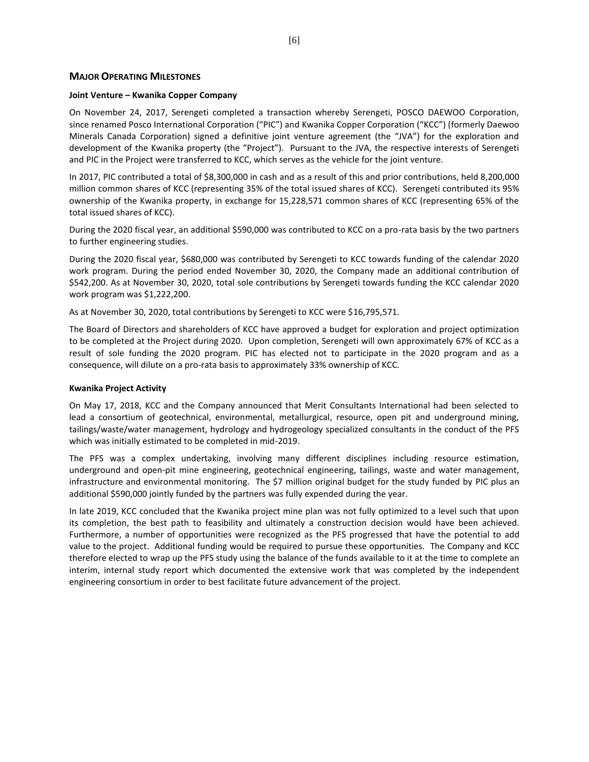## MAJOR OPERATING MILESTONES

**Joint Venture – Kwanika Copper Company**

On November 24, 2017, Serengeti completed a transaction whereby Serengeti, POSCO DAEWOO Corporation, since renamed Posco International Corporation ("PIC") and Kwanika Copper Corporation ("KCC") (formerly Daewoo Minerals Canada Corporation) signed a definitive joint venture agreement (the "JVA") for the exploration and development of the Kwanika property (the "Project"). Pursuant to the JVA, the respective interests of Serengeti and PIC in the Project were transferred to KCC, which serves as the vehicle for the joint venture.

In 2017, PIC contributed a total of $8,300,000 in cash and as a result of this and prior contributions, held 8,200,000 million common shares of KCC (representing 35% of the total issued shares of KCC). Serengeti contributed its 95% ownership of the Kwanika property, in exchange for 15,228,571 common shares of KCC (representing 65% of the total issued shares of KCC).

During the 2020 fiscal year, an additional $590,000 was contributed to KCC on a pro-rata basis by the two partners to further engineering studies.

During the 2020 fiscal year, $680,000 was contributed by Serengeti to KCC towards funding of the calendar 2020 work program. During the period ended November 30, 2020, the Company made an additional contribution of $542,200. As at November 30, 2020, total sole contributions by Serengeti towards funding the KCC calendar 2020 work program was $1,222,200.

As at November 30, 2020, total contributions by Serengeti to KCC were $16,795,571.

The Board of Directors and shareholders of KCC have approved a budget for exploration and project optimization to be completed at the Project during 2020. Upon completion, Serengeti will own approximately 67% of KCC as a result of sole funding the 2020 program. PIC has elected not to participate in the 2020 program and as a consequence, will dilute on a pro-rata basis to approximately 33% ownership of KCC.

**Kwanika Project Activity**

On May 17, 2018, KCC and the Company announced that Merit Consultants International had been selected to lead a consortium of geotechnical, environmental, metallurgical, resource, open pit and underground mining, tailings/waste/water management, hydrology and hydrogeology specialized consultants in the conduct of the PFS which was initially estimated to be completed in mid-2019.

The PFS was a complex undertaking, involving many different disciplines including resource estimation, underground and open-pit mine engineering, geotechnical engineering, tailings, waste and water management, infrastructure and environmental monitoring. The $7 million original budget for the study funded by PIC plus an additional $590,000 jointly funded by the partners was fully expended during the year.

In late 2019, KCC concluded that the Kwanika project mine plan was not fully optimized to a level such that upon its completion, the best path to feasibility and ultimately a construction decision would have been achieved. Furthermore, a number of opportunities were recognized as the PFS progressed that have the potential to add value to the project. Additional funding would be required to pursue these opportunities. The Company and KCC therefore elected to wrap up the PFS study using the balance of the funds available to it at the time to complete an interim, internal study report which documented the extensive work that was completed by the independent engineering consortium in order to best facilitate future advancement of the project.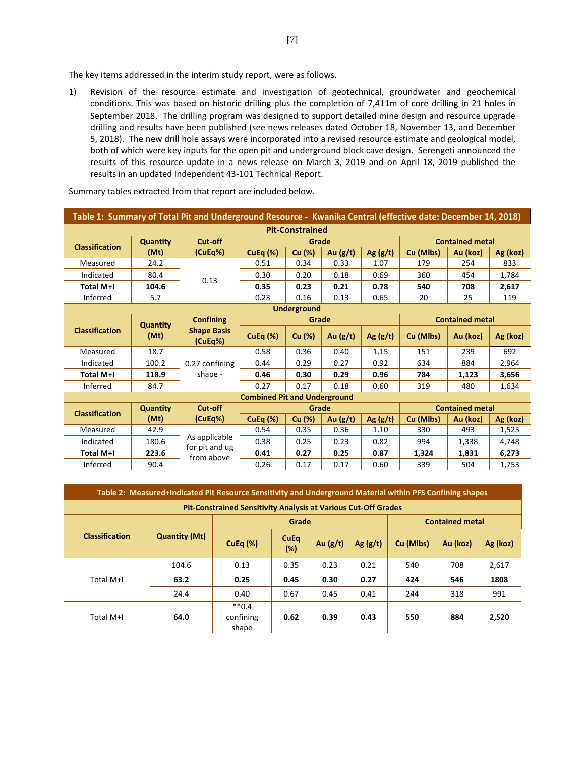The key items addressed in the interim study report, were as follows.

1) Revision of the resource estimate and investigation of geotechnical, groundwater and geochemical conditions. This was based on historic drilling plus the completion of 7,411m of core drilling in 21 holes in September 2018. The drilling program was designed to support detailed mine design and resource upgrade drilling and results have been published (see news releases dated October 18, November 13, and December 5, 2018). The new drill hole assays were incorporated into a revised resource estimate and geological model, both of which were key inputs for the open pit and underground block cave design. Serengeti announced the results of this resource update in a news release on March 3, 2019 and on April 18, 2019 published the results in an updated Independent 43-101 Technical Report.

Summary tables extracted from that report are included below.

**Table 1: Summary of Total Pit and Underground Resource - Kwanika Central (effective date: December 14, 2018)**

| **Pit-Constrained** | | | | | | | | | |
|---|---|---|---|---|---|---|---|---|---|
| **Classification** | **Quantity (Mt)** | **Cut-off (CuEq%)** | **Grade** | | | | **Contained metal** | | |
| | | | **CuEq (%)** | **Cu (%)** | **Au (g/t)** | **Ag (g/t)** | **Cu (Mlbs)** | **Au (koz)** | **Ag (koz)** |
| Measured | 24.2 | 0.13 | 0.51 | 0.34 | 0.33 | 1.07 | 179 | 254 | 833 |
| Indicated | 80.4 | | 0.30 | 0.20 | 0.18 | 0.69 | 360 | 454 | 1,784 |
| **Total M+I** | **104.6** | | **0.35** | **0.23** | **0.21** | **0.78** | **540** | **708** | **2,617** |
| Inferred | 5.7 | | 0.23 | 0.16 | 0.13 | 0.65 | 20 | 25 | 119 |
| **Underground** | | | | | | | | | |
| **Classification** | **Quantity (Mt)** | **Confining Shape Basis (CuEq%)** | **Grade** | | | | **Contained metal** | | |
| | | | **CuEq (%)** | **Cu (%)** | **Au (g/t)** | **Ag (g/t)** | **Cu (Mlbs)** | **Au (koz)** | **Ag (koz)** |
| Measured | 18.7 | 0.27 confining shape - | 0.58 | 0.36 | 0.40 | 1.15 | 151 | 239 | 692 |
| Indicated | 100.2 | | 0.44 | 0.29 | 0.27 | 0.92 | 634 | 884 | 2,964 |
| **Total M+I** | **118.9** | | **0.46** | **0.30** | **0.29** | **0.96** | **784** | **1,123** | **3,656** |
| Inferred | 84.7 | | 0.27 | 0.17 | 0.18 | 0.60 | 319 | 480 | 1,634 |
| **Combined Pit and Underground** | | | | | | | | | |
| **Classification** | **Quantity (Mt)** | **Cut-off (CuEq%)** | **Grade** | | | | **Contained metal** | | |
| | | | **CuEq (%)** | **Cu (%)** | **Au (g/t)** | **Ag (g/t)** | **Cu (Mlbs)** | **Au (koz)** | **Ag (koz)** |
| Measured | 42.9 | As applicable for pit and ug from above | 0.54 | 0.35 | 0.36 | 1.10 | 330 | 493 | 1,525 |
| Indicated | 180.6 | | 0.38 | 0.25 | 0.23 | 0.82 | 994 | 1,338 | 4,748 |
| **Total M+I** | **223.6** | | **0.41** | **0.27** | **0.25** | **0.87** | **1,324** | **1,831** | **6,273** |
| Inferred | 90.4 | | 0.26 | 0.17 | 0.17 | 0.60 | 339 | 504 | 1,753 |

**Table 2: Measured+Indicated Pit Resource Sensitivity and Underground Material within PFS Confining shapes**

| **Pit-Constrained Sensitivity Analysis at Various Cut-Off Grades** | | | | | | | | |
|---|---|---|---|---|---|---|---|---|
| **Classification** | **Quantity (Mt)** | **Grade** | | | | **Contained metal** | | |
| | | **CuEq (%)** | **CuEq (%)** | **Au (g/t)** | **Ag (g/t)** | **Cu (Mlbs)** | **Au (koz)** | **Ag (koz)** |
| Total M+I | 104.6 | 0.13 | 0.35 | 0.23 | 0.21 | 540 | 708 | 2,617 |
| | **63.2** | **0.25** | **0.45** | **0.30** | **0.27** | **424** | **546** | **1808** |
| | 24.4 | 0.40 | 0.67 | 0.45 | 0.41 | 244 | 318 | 991 |
| Total M+I | **64.0** | **0.4 confining shape | **0.62** | **0.39** | **0.43** | **550** | **884** | **2,520** |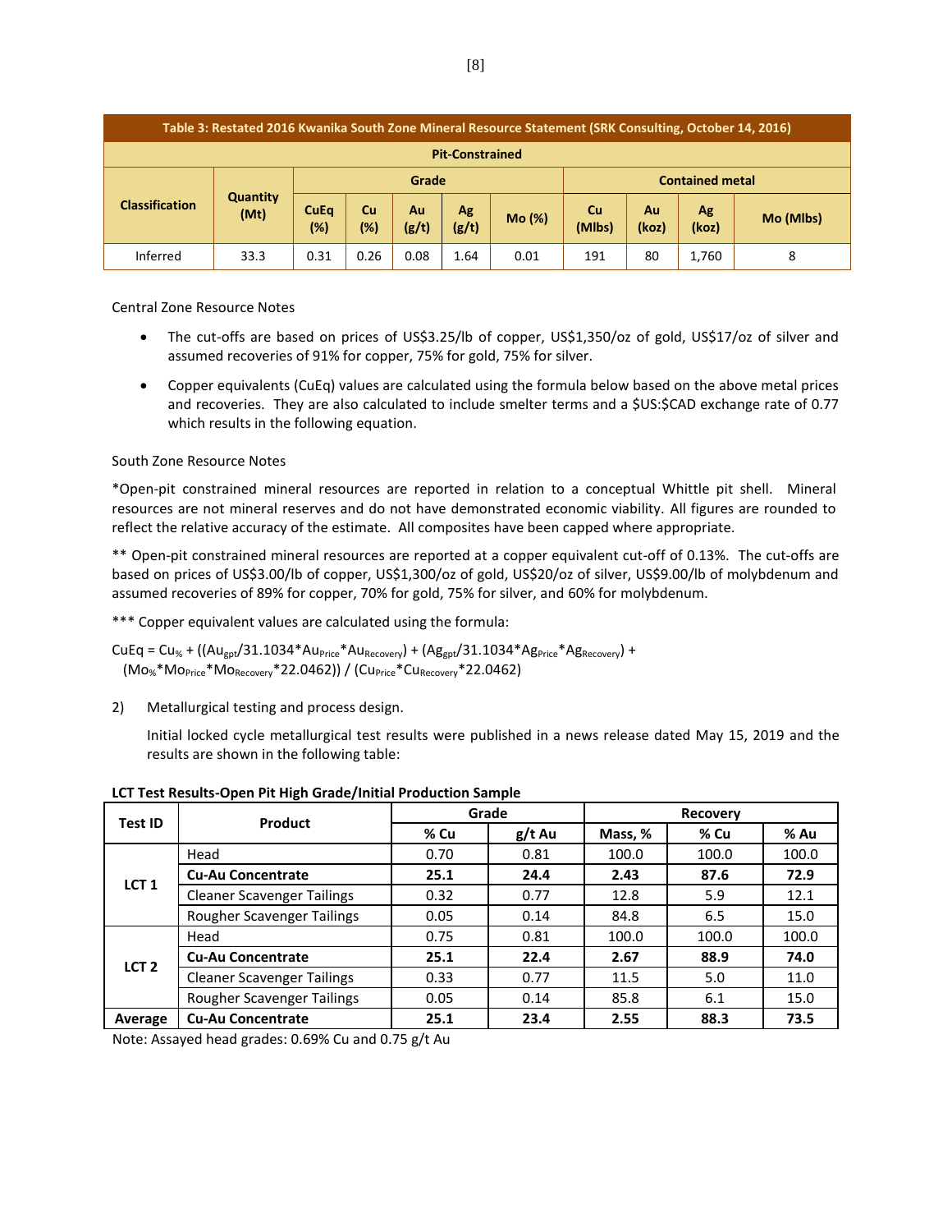| Table 3: Restated 2016 Kwanika South Zone Mineral Resource Statement (SRK Consulting, October 14, 2016) | | | | | | | | | | |
|---|---|---|---|---|---|---|---|---|---|---|
| Pit-Constrained | | | | | | | | | | |
| Classification | Quantity (Mt) | Grade | | | | | Contained metal | | | |
| | | CuEq (%) | Cu (%) | Au (g/t) | Ag (g/t) | Mo (%) | Cu (Mlbs) | Au (koz) | Ag (koz) | Mo (Mlbs) |
| Inferred | 33.3 | 0.31 | 0.26 | 0.08 | 1.64 | 0.01 | 191 | 80 | 1,760 | 8 |

Central Zone Resource Notes

- The cut-offs are based on prices of US$3.25/lb of copper, US$1,350/oz of gold, US$17/oz of silver and assumed recoveries of 91% for copper, 75% for gold, 75% for silver.
- Copper equivalents (CuEq) values are calculated using the formula below based on the above metal prices and recoveries. They are also calculated to include smelter terms and a $US:$CAD exchange rate of 0.77 which results in the following equation.

South Zone Resource Notes

*Open-pit constrained mineral resources are reported in relation to a conceptual Whittle pit shell. Mineral resources are not mineral reserves and do not have demonstrated economic viability. All figures are rounded to reflect the relative accuracy of the estimate. All composites have been capped where appropriate.

** Open-pit constrained mineral resources are reported at a copper equivalent cut-off of 0.13%. The cut-offs are based on prices of US$3.00/lb of copper, US$1,300/oz of gold, US$20/oz of silver, US$9.00/lb of molybdenum and assumed recoveries of 89% for copper, 70% for gold, 75% for silver, and 60% for molybdenum.

*** Copper equivalent values are calculated using the formula:

$$CuEq = Cu_{\%} + ((Au_{gpt}/31.1034*Au_{Price}*Au_{Recovery}) + (Ag_{gpt}/31.1034*Ag_{Price}*Ag_{Recovery}) + (Mo_{\%}*Mo_{Price}*Mo_{Recovery}*22.0462)) / (Cu_{Price}*Cu_{Recovery}*22.0462)$$

2) Metallurgical testing and process design.

Initial locked cycle metallurgical test results were published in a news release dated May 15, 2019 and the results are shown in the following table:

**LCT Test Results-Open Pit High Grade/Initial Production Sample**

| Test ID | Product | Grade | | Recovery | | |
|---|---|---|---|---|---|---|
| | | % Cu | g/t Au | Mass, % | % Cu | % Au |
| LCT 1 | Head | 0.70 | 0.81 | 100.0 | 100.0 | 100.0 |
| | **Cu-Au Concentrate** | **25.1** | **24.4** | **2.43** | **87.6** | **72.9** |
| | Cleaner Scavenger Tailings | 0.32 | 0.77 | 12.8 | 5.9 | 12.1 |
| | Rougher Scavenger Tailings | 0.05 | 0.14 | 84.8 | 6.5 | 15.0 |
| LCT 2 | Head | 0.75 | 0.81 | 100.0 | 100.0 | 100.0 |
| | **Cu-Au Concentrate** | **25.1** | **22.4** | **2.67** | **88.9** | **74.0** |
| | Cleaner Scavenger Tailings | 0.33 | 0.77 | 11.5 | 5.0 | 11.0 |
| | Rougher Scavenger Tailings | 0.05 | 0.14 | 85.8 | 6.1 | 15.0 |
| Average | **Cu-Au Concentrate** | **25.1** | **23.4** | **2.55** | **88.3** | **73.5** |

Note: Assayed head grades: 0.69% Cu and 0.75 g/t Au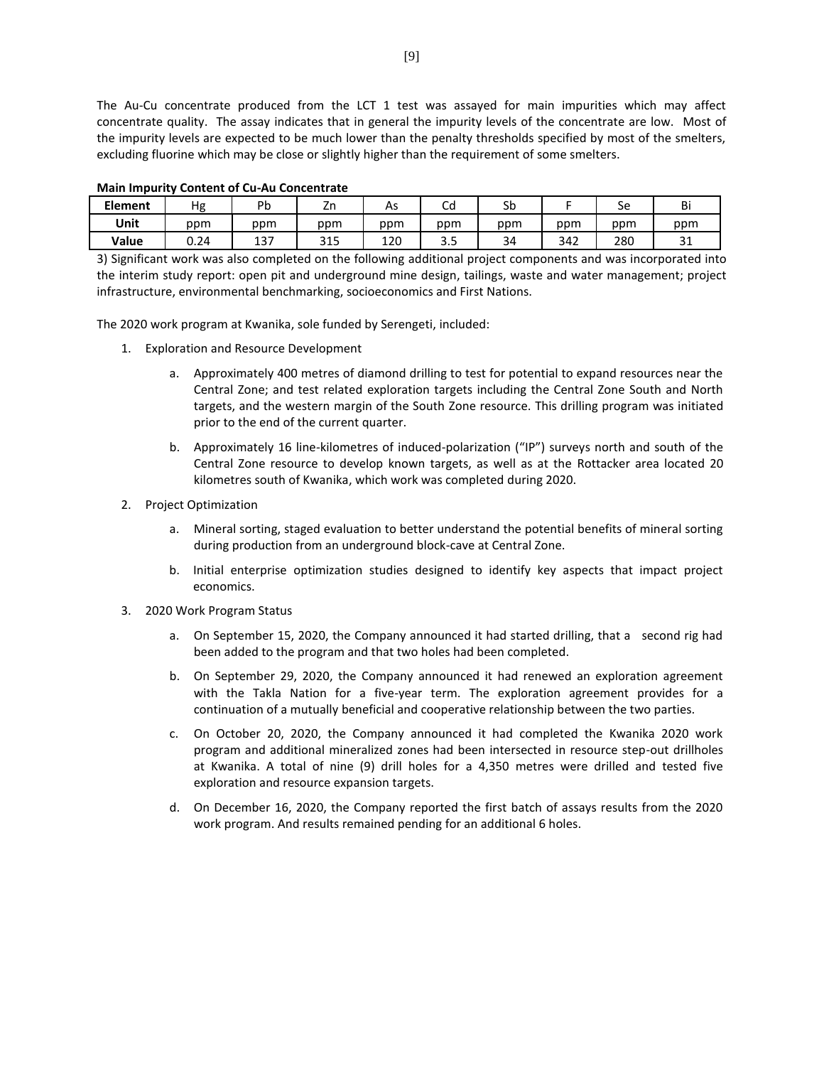The Au-Cu concentrate produced from the LCT 1 test was assayed for main impurities which may affect concentrate quality. The assay indicates that in general the impurity levels of the concentrate are low. Most of the impurity levels are expected to be much lower than the penalty thresholds specified by most of the smelters, excluding fluorine which may be close or slightly higher than the requirement of some smelters.

**Main Impurity Content of Cu-Au Concentrate**

| Element | Hg | Pb | Zn | As | Cd | Sb | F | Se | Bi |
|---|---|---|---|---|---|---|---|---|---|
| Unit | ppm | ppm | ppm | ppm | ppm | ppm | ppm | ppm | ppm |
| Value | 0.24 | 137 | 315 | 120 | 3.5 | 34 | 342 | 280 | 31 |

3) Significant work was also completed on the following additional project components and was incorporated into the interim study report: open pit and underground mine design, tailings, waste and water management; project infrastructure, environmental benchmarking, socioeconomics and First Nations.

The 2020 work program at Kwanika, sole funded by Serengeti, included:

1. Exploration and Resource Development
    a. Approximately 400 metres of diamond drilling to test for potential to expand resources near the Central Zone; and test related exploration targets including the Central Zone South and North targets, and the western margin of the South Zone resource. This drilling program was initiated prior to the end of the current quarter.
    b. Approximately 16 line-kilometres of induced-polarization ("IP") surveys north and south of the Central Zone resource to develop known targets, as well as at the Rottacker area located 20 kilometres south of Kwanika, which work was completed during 2020.
2. Project Optimization
    a. Mineral sorting, staged evaluation to better understand the potential benefits of mineral sorting during production from an underground block-cave at Central Zone.
    b. Initial enterprise optimization studies designed to identify key aspects that impact project economics.
3. 2020 Work Program Status
    a. On September 15, 2020, the Company announced it had started drilling, that a second rig had been added to the program and that two holes had been completed.
    b. On September 29, 2020, the Company announced it had renewed an exploration agreement with the Takla Nation for a five-year term. The exploration agreement provides for a continuation of a mutually beneficial and cooperative relationship between the two parties.
    c. On October 20, 2020, the Company announced it had completed the Kwanika 2020 work program and additional mineralized zones had been intersected in resource step-out drillholes at Kwanika. A total of nine (9) drill holes for a 4,350 metres were drilled and tested five exploration and resource expansion targets.
    d. On December 16, 2020, the Company reported the first batch of assays results from the 2020 work program. And results remained pending for an additional 6 holes.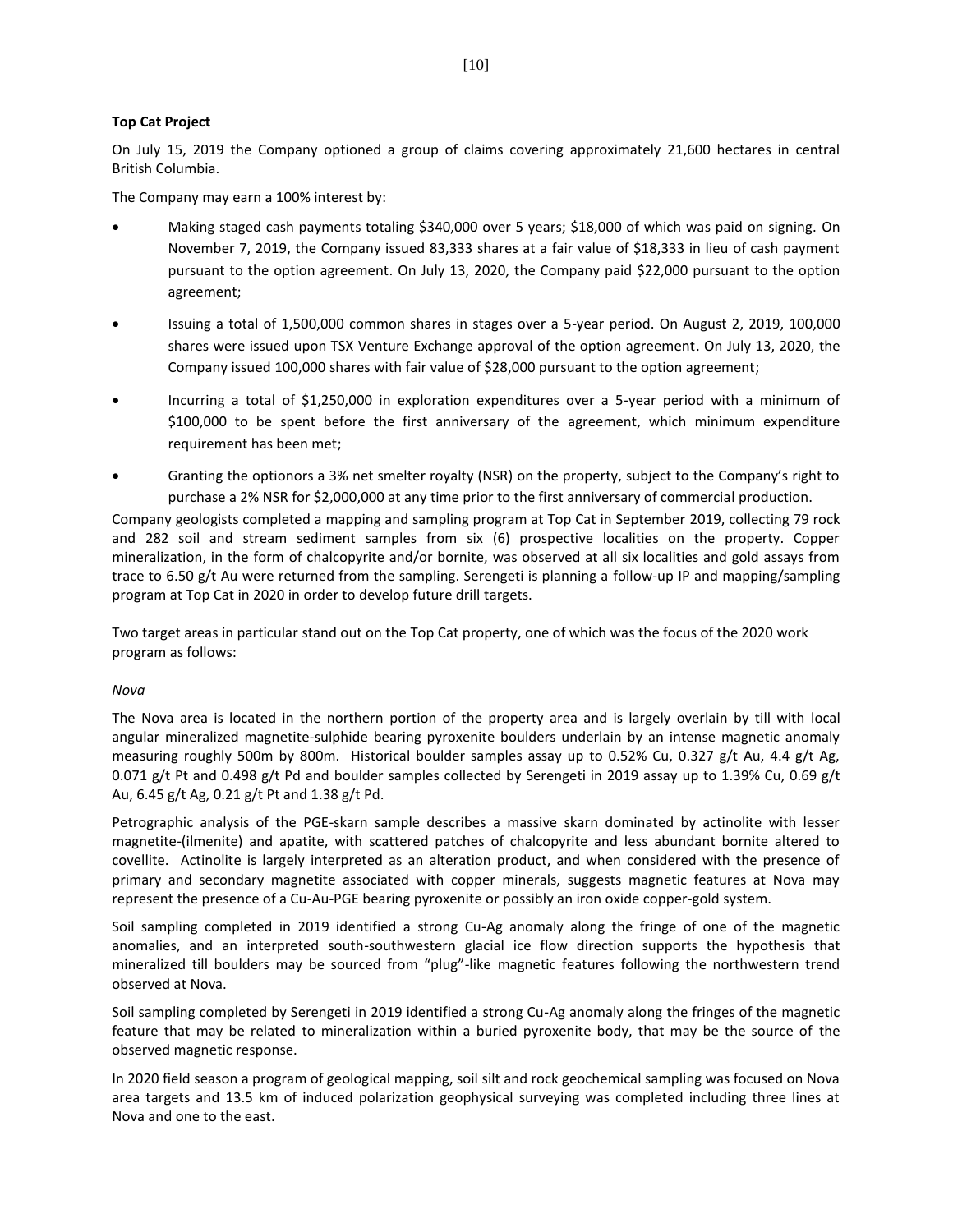**Top Cat Project**

On July 15, 2019 the Company optioned a group of claims covering approximately 21,600 hectares in central British Columbia.

The Company may earn a 100% interest by:

- Making staged cash payments totaling $340,000 over 5 years; $18,000 of which was paid on signing. On November 7, 2019, the Company issued 83,333 shares at a fair value of $18,333 in lieu of cash payment pursuant to the option agreement. On July 13, 2020, the Company paid $22,000 pursuant to the option agreement;
- Issuing a total of 1,500,000 common shares in stages over a 5-year period. On August 2, 2019, 100,000 shares were issued upon TSX Venture Exchange approval of the option agreement. On July 13, 2020, the Company issued 100,000 shares with fair value of $28,000 pursuant to the option agreement;
- Incurring a total of $1,250,000 in exploration expenditures over a 5-year period with a minimum of $100,000 to be spent before the first anniversary of the agreement, which minimum expenditure requirement has been met;
- Granting the optionors a 3% net smelter royalty (NSR) on the property, subject to the Company's right to purchase a 2% NSR for $2,000,000 at any time prior to the first anniversary of commercial production.

Company geologists completed a mapping and sampling program at Top Cat in September 2019, collecting 79 rock and 282 soil and stream sediment samples from six (6) prospective localities on the property. Copper mineralization, in the form of chalcopyrite and/or bornite, was observed at all six localities and gold assays from trace to 6.50 g/t Au were returned from the sampling. Serengeti is planning a follow-up IP and mapping/sampling program at Top Cat in 2020 in order to develop future drill targets.

Two target areas in particular stand out on the Top Cat property, one of which was the focus of the 2020 work program as follows:

*Nova*

The Nova area is located in the northern portion of the property area and is largely overlain by till with local angular mineralized magnetite-sulphide bearing pyroxenite boulders underlain by an intense magnetic anomaly measuring roughly 500m by 800m. Historical boulder samples assay up to 0.52% Cu, 0.327 g/t Au, 4.4 g/t Ag, 0.071 g/t Pt and 0.498 g/t Pd and boulder samples collected by Serengeti in 2019 assay up to 1.39% Cu, 0.69 g/t Au, 6.45 g/t Ag, 0.21 g/t Pt and 1.38 g/t Pd.

Petrographic analysis of the PGE-skarn sample describes a massive skarn dominated by actinolite with lesser magnetite-(ilmenite) and apatite, with scattered patches of chalcopyrite and less abundant bornite altered to covellite. Actinolite is largely interpreted as an alteration product, and when considered with the presence of primary and secondary magnetite associated with copper minerals, suggests magnetic features at Nova may represent the presence of a Cu-Au-PGE bearing pyroxenite or possibly an iron oxide copper-gold system.

Soil sampling completed in 2019 identified a strong Cu-Ag anomaly along the fringe of one of the magnetic anomalies, and an interpreted south-southwestern glacial ice flow direction supports the hypothesis that mineralized till boulders may be sourced from "plug"-like magnetic features following the northwestern trend observed at Nova.

Soil sampling completed by Serengeti in 2019 identified a strong Cu-Ag anomaly along the fringes of the magnetic feature that may be related to mineralization within a buried pyroxenite body, that may be the source of the observed magnetic response.

In 2020 field season a program of geological mapping, soil silt and rock geochemical sampling was focused on Nova area targets and 13.5 km of induced polarization geophysical surveying was completed including three lines at Nova and one to the east.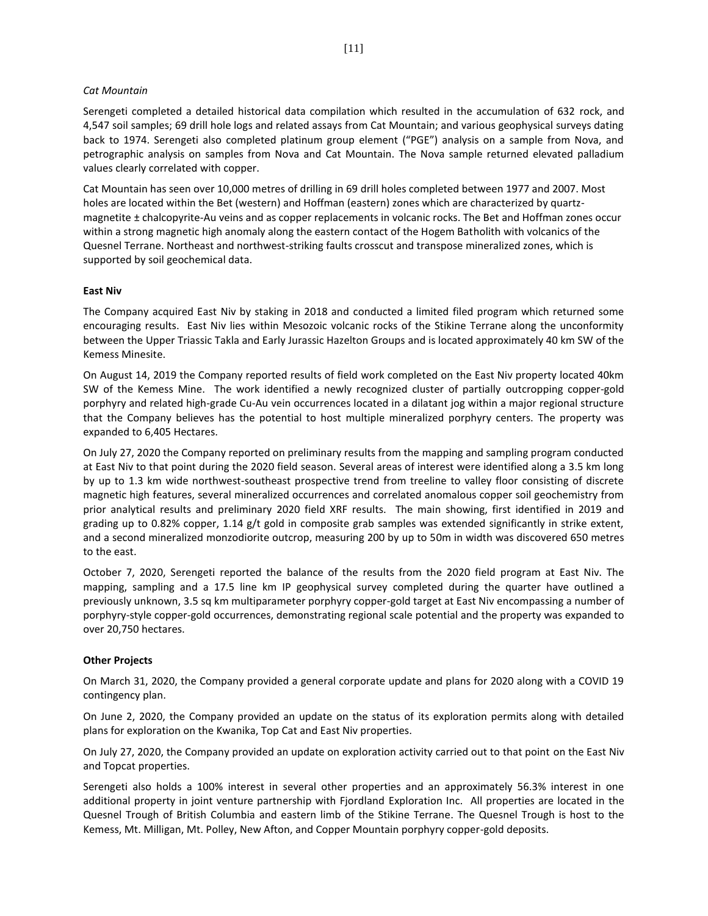*Cat Mountain*

Serengeti completed a detailed historical data compilation which resulted in the accumulation of 632 rock, and 4,547 soil samples; 69 drill hole logs and related assays from Cat Mountain; and various geophysical surveys dating back to 1974. Serengeti also completed platinum group element ("PGE") analysis on a sample from Nova, and petrographic analysis on samples from Nova and Cat Mountain. The Nova sample returned elevated palladium values clearly correlated with copper.

Cat Mountain has seen over 10,000 metres of drilling in 69 drill holes completed between 1977 and 2007. Most holes are located within the Bet (western) and Hoffman (eastern) zones which are characterized by quartz-magnetite ± chalcopyrite-Au veins and as copper replacements in volcanic rocks. The Bet and Hoffman zones occur within a strong magnetic high anomaly along the eastern contact of the Hogem Batholith with volcanics of the Quesnel Terrane. Northeast and northwest-striking faults crosscut and transpose mineralized zones, which is supported by soil geochemical data.

**East Niv**

The Company acquired East Niv by staking in 2018 and conducted a limited filed program which returned some encouraging results. East Niv lies within Mesozoic volcanic rocks of the Stikine Terrane along the unconformity between the Upper Triassic Takla and Early Jurassic Hazelton Groups and is located approximately 40 km SW of the Kemess Minesite.

On August 14, 2019 the Company reported results of field work completed on the East Niv property located 40km SW of the Kemess Mine. The work identified a newly recognized cluster of partially outcropping copper-gold porphyry and related high-grade Cu-Au vein occurrences located in a dilatant jog within a major regional structure that the Company believes has the potential to host multiple mineralized porphyry centers. The property was expanded to 6,405 Hectares.

On July 27, 2020 the Company reported on preliminary results from the mapping and sampling program conducted at East Niv to that point during the 2020 field season. Several areas of interest were identified along a 3.5 km long by up to 1.3 km wide northwest-southeast prospective trend from treeline to valley floor consisting of discrete magnetic high features, several mineralized occurrences and correlated anomalous copper soil geochemistry from prior analytical results and preliminary 2020 field XRF results. The main showing, first identified in 2019 and grading up to 0.82% copper, 1.14 g/t gold in composite grab samples was extended significantly in strike extent, and a second mineralized monzodiorite outcrop, measuring 200 by up to 50m in width was discovered 650 metres to the east.

October 7, 2020, Serengeti reported the balance of the results from the 2020 field program at East Niv. The mapping, sampling and a 17.5 line km IP geophysical survey completed during the quarter have outlined a previously unknown, 3.5 sq km multiparameter porphyry copper-gold target at East Niv encompassing a number of porphyry-style copper-gold occurrences, demonstrating regional scale potential and the property was expanded to over 20,750 hectares.

**Other Projects**

On March 31, 2020, the Company provided a general corporate update and plans for 2020 along with a COVID 19 contingency plan.

On June 2, 2020, the Company provided an update on the status of its exploration permits along with detailed plans for exploration on the Kwanika, Top Cat and East Niv properties.

On July 27, 2020, the Company provided an update on exploration activity carried out to that point on the East Niv and Topcat properties.

Serengeti also holds a 100% interest in several other properties and an approximately 56.3% interest in one additional property in joint venture partnership with Fjordland Exploration Inc. All properties are located in the Quesnel Trough of British Columbia and eastern limb of the Stikine Terrane. The Quesnel Trough is host to the Kemess, Mt. Milligan, Mt. Polley, New Afton, and Copper Mountain porphyry copper-gold deposits.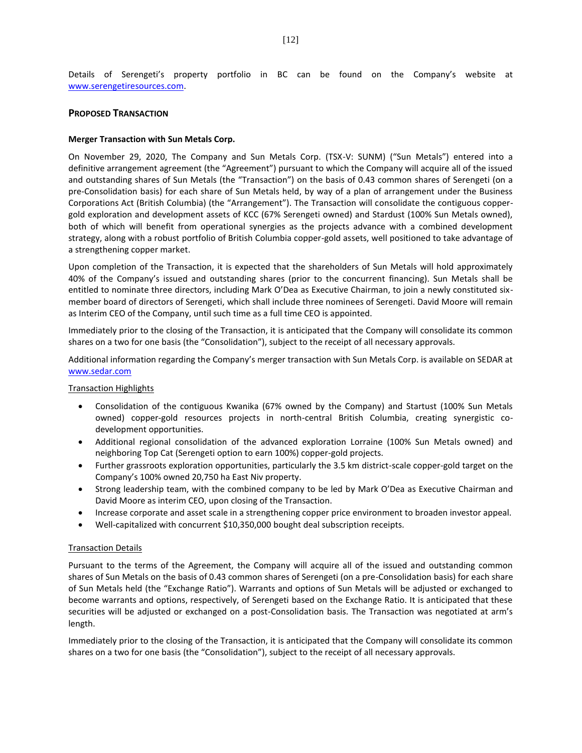Details of Serengeti's property portfolio in BC can be found on the Company's website at www.serengetiresources.com.

## PROPOSED TRANSACTION

**Merger Transaction with Sun Metals Corp.**

On November 29, 2020, The Company and Sun Metals Corp. (TSX-V: SUNM) ("Sun Metals") entered into a definitive arrangement agreement (the "Agreement") pursuant to which the Company will acquire all of the issued and outstanding shares of Sun Metals (the "Transaction") on the basis of 0.43 common shares of Serengeti (on a pre-Consolidation basis) for each share of Sun Metals held, by way of a plan of arrangement under the Business Corporations Act (British Columbia) (the "Arrangement"). The Transaction will consolidate the contiguous copper-gold exploration and development assets of KCC (67% Serengeti owned) and Stardust (100% Sun Metals owned), both of which will benefit from operational synergies as the projects advance with a combined development strategy, along with a robust portfolio of British Columbia copper-gold assets, well positioned to take advantage of a strengthening copper market.

Upon completion of the Transaction, it is expected that the shareholders of Sun Metals will hold approximately 40% of the Company's issued and outstanding shares (prior to the concurrent financing). Sun Metals shall be entitled to nominate three directors, including Mark O'Dea as Executive Chairman, to join a newly constituted six-member board of directors of Serengeti, which shall include three nominees of Serengeti. David Moore will remain as Interim CEO of the Company, until such time as a full time CEO is appointed.

Immediately prior to the closing of the Transaction, it is anticipated that the Company will consolidate its common shares on a two for one basis (the "Consolidation"), subject to the receipt of all necessary approvals.

Additional information regarding the Company's merger transaction with Sun Metals Corp. is available on SEDAR at www.sedar.com

Transaction Highlights

- Consolidation of the contiguous Kwanika (67% owned by the Company) and Startust (100% Sun Metals owned) copper-gold resources projects in north-central British Columbia, creating synergistic co-development opportunities.
- Additional regional consolidation of the advanced exploration Lorraine (100% Sun Metals owned) and neighboring Top Cat (Serengeti option to earn 100%) copper-gold projects.
- Further grassroots exploration opportunities, particularly the 3.5 km district-scale copper-gold target on the Company's 100% owned 20,750 ha East Niv property.
- Strong leadership team, with the combined company to be led by Mark O'Dea as Executive Chairman and David Moore as interim CEO, upon closing of the Transaction.
- Increase corporate and asset scale in a strengthening copper price environment to broaden investor appeal.
- Well-capitalized with concurrent $10,350,000 bought deal subscription receipts.

Transaction Details

Pursuant to the terms of the Agreement, the Company will acquire all of the issued and outstanding common shares of Sun Metals on the basis of 0.43 common shares of Serengeti (on a pre-Consolidation basis) for each share of Sun Metals held (the "Exchange Ratio"). Warrants and options of Sun Metals will be adjusted or exchanged to become warrants and options, respectively, of Serengeti based on the Exchange Ratio. It is anticipated that these securities will be adjusted or exchanged on a post-Consolidation basis. The Transaction was negotiated at arm's length.

Immediately prior to the closing of the Transaction, it is anticipated that the Company will consolidate its common shares on a two for one basis (the "Consolidation"), subject to the receipt of all necessary approvals.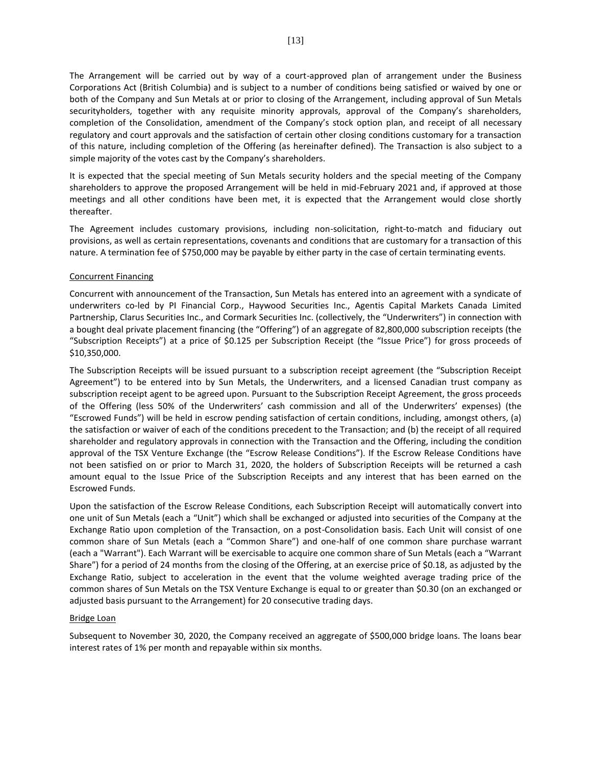The Arrangement will be carried out by way of a court-approved plan of arrangement under the Business Corporations Act (British Columbia) and is subject to a number of conditions being satisfied or waived by one or both of the Company and Sun Metals at or prior to closing of the Arrangement, including approval of Sun Metals securityholders, together with any requisite minority approvals, approval of the Company's shareholders, completion of the Consolidation, amendment of the Company's stock option plan, and receipt of all necessary regulatory and court approvals and the satisfaction of certain other closing conditions customary for a transaction of this nature, including completion of the Offering (as hereinafter defined). The Transaction is also subject to a simple majority of the votes cast by the Company's shareholders.

It is expected that the special meeting of Sun Metals security holders and the special meeting of the Company shareholders to approve the proposed Arrangement will be held in mid-February 2021 and, if approved at those meetings and all other conditions have been met, it is expected that the Arrangement would close shortly thereafter.

The Agreement includes customary provisions, including non-solicitation, right-to-match and fiduciary out provisions, as well as certain representations, covenants and conditions that are customary for a transaction of this nature. A termination fee of $750,000 may be payable by either party in the case of certain terminating events.

## Concurrent Financing

Concurrent with announcement of the Transaction, Sun Metals has entered into an agreement with a syndicate of underwriters co-led by PI Financial Corp., Haywood Securities Inc., Agentis Capital Markets Canada Limited Partnership, Clarus Securities Inc., and Cormark Securities Inc. (collectively, the "Underwriters") in connection with a bought deal private placement financing (the "Offering") of an aggregate of 82,800,000 subscription receipts (the "Subscription Receipts") at a price of $0.125 per Subscription Receipt (the "Issue Price") for gross proceeds of $10,350,000.

The Subscription Receipts will be issued pursuant to a subscription receipt agreement (the "Subscription Receipt Agreement") to be entered into by Sun Metals, the Underwriters, and a licensed Canadian trust company as subscription receipt agent to be agreed upon. Pursuant to the Subscription Receipt Agreement, the gross proceeds of the Offering (less 50% of the Underwriters' cash commission and all of the Underwriters' expenses) (the "Escrowed Funds") will be held in escrow pending satisfaction of certain conditions, including, amongst others, (a) the satisfaction or waiver of each of the conditions precedent to the Transaction; and (b) the receipt of all required shareholder and regulatory approvals in connection with the Transaction and the Offering, including the condition approval of the TSX Venture Exchange (the "Escrow Release Conditions"). If the Escrow Release Conditions have not been satisfied on or prior to March 31, 2020, the holders of Subscription Receipts will be returned a cash amount equal to the Issue Price of the Subscription Receipts and any interest that has been earned on the Escrowed Funds.

Upon the satisfaction of the Escrow Release Conditions, each Subscription Receipt will automatically convert into one unit of Sun Metals (each a "Unit") which shall be exchanged or adjusted into securities of the Company at the Exchange Ratio upon completion of the Transaction, on a post-Consolidation basis. Each Unit will consist of one common share of Sun Metals (each a "Common Share") and one-half of one common share purchase warrant (each a "Warrant"). Each Warrant will be exercisable to acquire one common share of Sun Metals (each a "Warrant Share") for a period of 24 months from the closing of the Offering, at an exercise price of $0.18, as adjusted by the Exchange Ratio, subject to acceleration in the event that the volume weighted average trading price of the common shares of Sun Metals on the TSX Venture Exchange is equal to or greater than $0.30 (on an exchanged or adjusted basis pursuant to the Arrangement) for 20 consecutive trading days.

## Bridge Loan

Subsequent to November 30, 2020, the Company received an aggregate of $500,000 bridge loans. The loans bear interest rates of 1% per month and repayable within six months.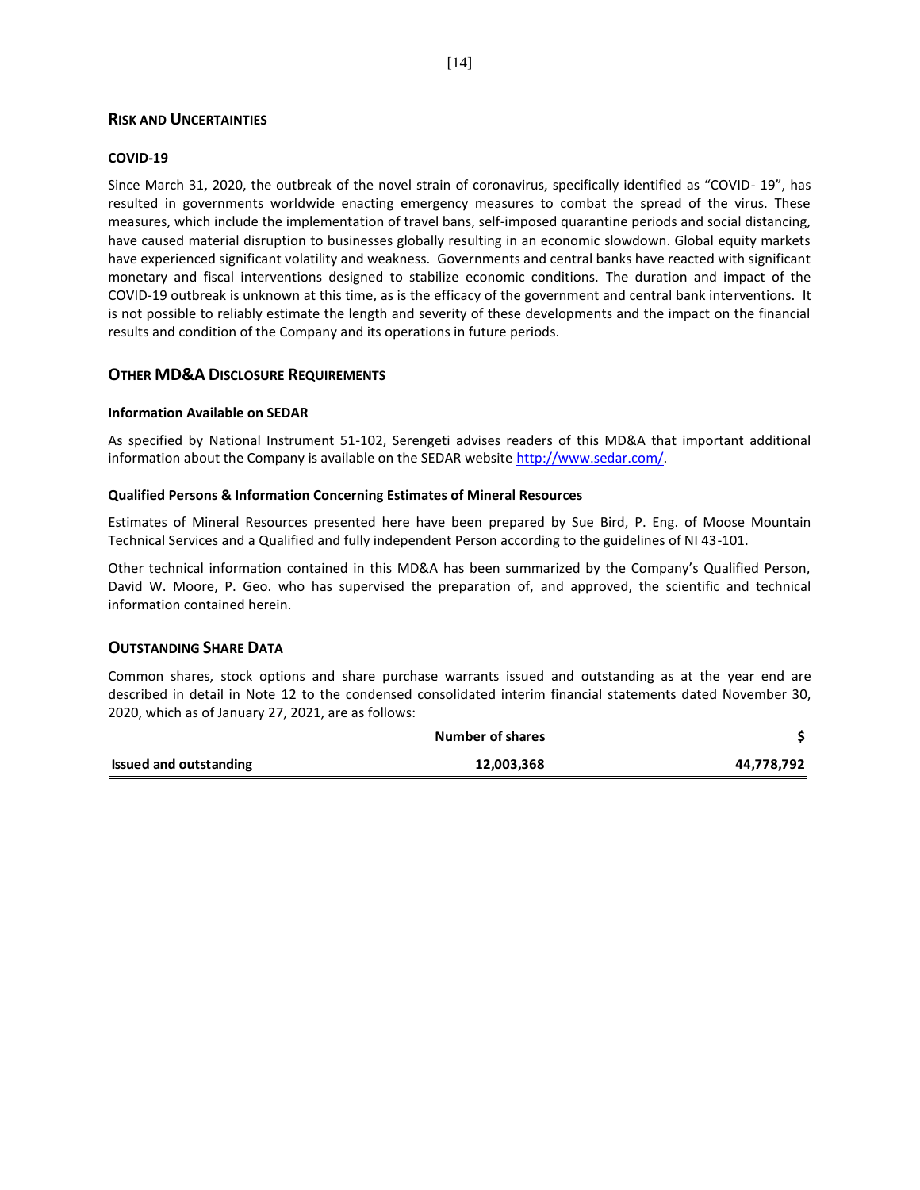## RISK AND UNCERTAINTIES

### COVID-19

Since March 31, 2020, the outbreak of the novel strain of coronavirus, specifically identified as "COVID- 19", has resulted in governments worldwide enacting emergency measures to combat the spread of the virus. These measures, which include the implementation of travel bans, self-imposed quarantine periods and social distancing, have caused material disruption to businesses globally resulting in an economic slowdown. Global equity markets have experienced significant volatility and weakness. Governments and central banks have reacted with significant monetary and fiscal interventions designed to stabilize economic conditions. The duration and impact of the COVID-19 outbreak is unknown at this time, as is the efficacy of the government and central bank interventions. It is not possible to reliably estimate the length and severity of these developments and the impact on the financial results and condition of the Company and its operations in future periods.

## OTHER MD&A DISCLOSURE REQUIREMENTS

### Information Available on SEDAR

As specified by National Instrument 51-102, Serengeti advises readers of this MD&A that important additional information about the Company is available on the SEDAR website http://www.sedar.com/.

### Qualified Persons & Information Concerning Estimates of Mineral Resources

Estimates of Mineral Resources presented here have been prepared by Sue Bird, P. Eng. of Moose Mountain Technical Services and a Qualified and fully independent Person according to the guidelines of NI 43-101.

Other technical information contained in this MD&A has been summarized by the Company's Qualified Person, David W. Moore, P. Geo. who has supervised the preparation of, and approved, the scientific and technical information contained herein.

## OUTSTANDING SHARE DATA

Common shares, stock options and share purchase warrants issued and outstanding as at the year end are described in detail in Note 12 to the condensed consolidated interim financial statements dated November 30, 2020, which as of January 27, 2021, are as follows:

| | Number of shares | $ |
|---|---|---|
| **Issued and outstanding** | **12,003,368** | **44,778,792** |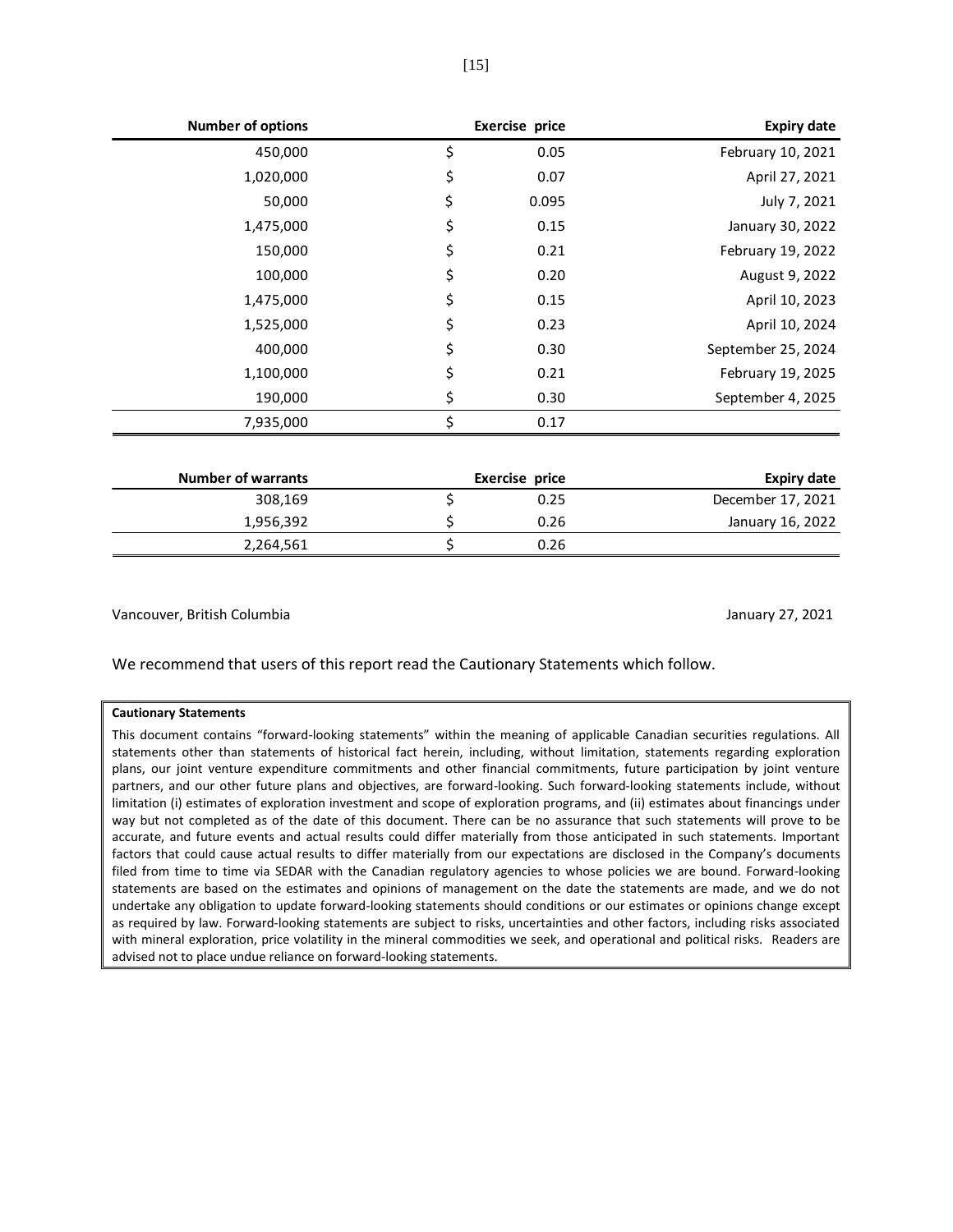| Number of options | Exercise price | Expiry date |
|---|---|---|
| 450,000 | $ 0.05 | February 10, 2021 |
| 1,020,000 | $ 0.07 | April 27, 2021 |
| 50,000 | $ 0.095 | July 7, 2021 |
| 1,475,000 | $ 0.15 | January 30, 2022 |
| 150,000 | $ 0.21 | February 19, 2022 |
| 100,000 | $ 0.20 | August 9, 2022 |
| 1,475,000 | $ 0.15 | April 10, 2023 |
| 1,525,000 | $ 0.23 | April 10, 2024 |
| 400,000 | $ 0.30 | September 25, 2024 |
| 1,100,000 | $ 0.21 | February 19, 2025 |
| 190,000 | $ 0.30 | September 4, 2025 |
| 7,935,000 | $ 0.17 | |

| Number of warrants | Exercise price | Expiry date |
|---|---|---|
| 308,169 | $ 0.25 | December 17, 2021 |
| 1,956,392 | $ 0.26 | January 16, 2022 |
| 2,264,561 | $ 0.26 | |

Vancouver, British Columbia

January 27, 2021

We recommend that users of this report read the Cautionary Statements which follow.

**Cautionary Statements**

This document contains "forward-looking statements" within the meaning of applicable Canadian securities regulations. All statements other than statements of historical fact herein, including, without limitation, statements regarding exploration plans, our joint venture expenditure commitments and other financial commitments, future participation by joint venture partners, and our other future plans and objectives, are forward-looking. Such forward-looking statements include, without limitation (i) estimates of exploration investment and scope of exploration programs, and (ii) estimates about financings under way but not completed as of the date of this document. There can be no assurance that such statements will prove to be accurate, and future events and actual results could differ materially from those anticipated in such statements. Important factors that could cause actual results to differ materially from our expectations are disclosed in the Company's documents filed from time to time via SEDAR with the Canadian regulatory agencies to whose policies we are bound. Forward-looking statements are based on the estimates and opinions of management on the date the statements are made, and we do not undertake any obligation to update forward-looking statements should conditions or our estimates or opinions change except as required by law. Forward-looking statements are subject to risks, uncertainties and other factors, including risks associated with mineral exploration, price volatility in the mineral commodities we seek, and operational and political risks. Readers are advised not to place undue reliance on forward-looking statements.